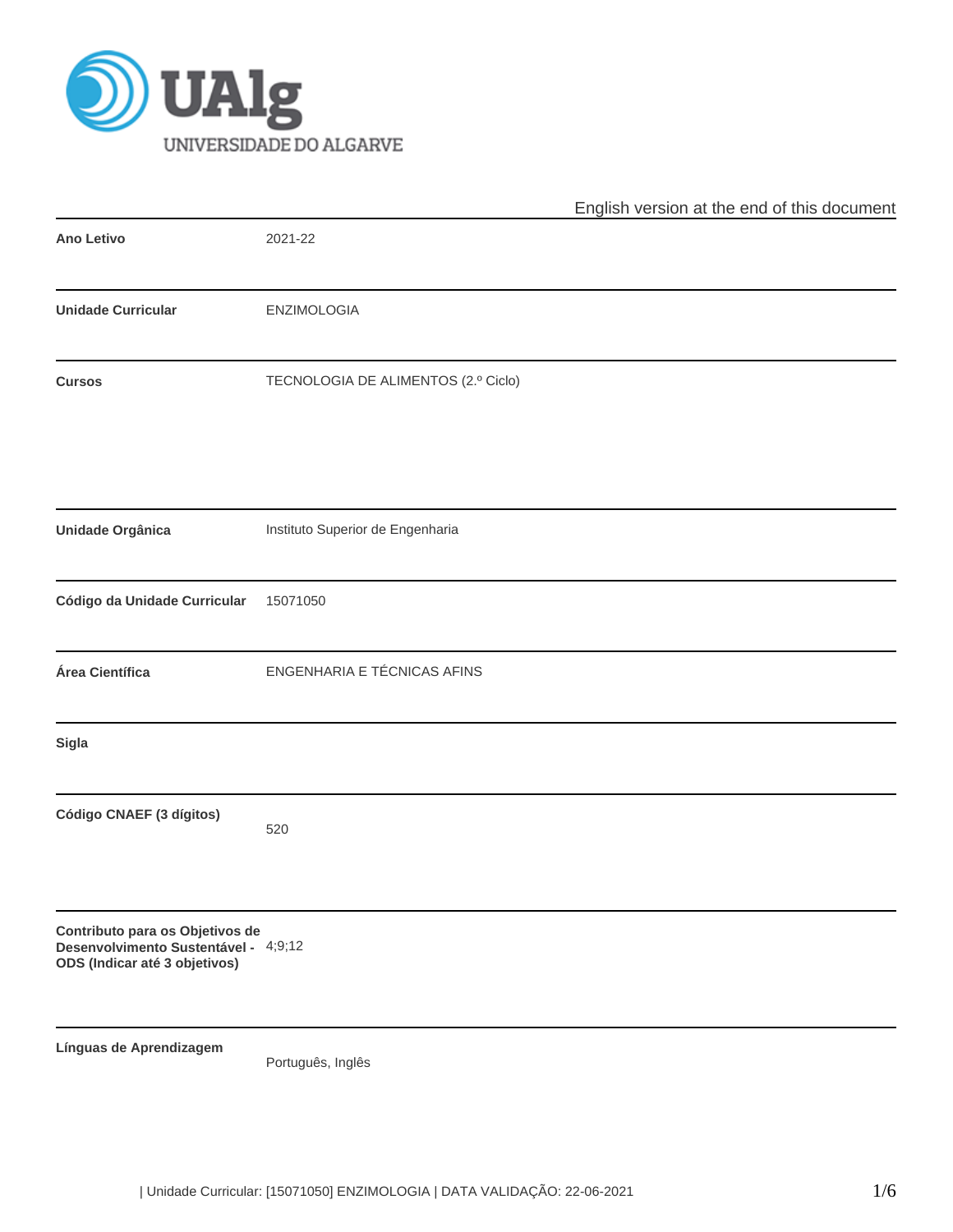English version at the end of this document

| | |
|---|---|
| **Ano Letivo** | 2021-22 |
| **Unidade Curricular** | ENZIMOLOGIA |
| **Cursos** | TECNOLOGIA DE ALIMENTOS (2.º Ciclo) |
| **Unidade Orgânica** | Instituto Superior de Engenharia |
| **Código da Unidade Curricular** | 15071050 |
| **Área Científica** | ENGENHARIA E TÉCNICAS AFINS |
| **Sigla** | |
| **Código CNAEF (3 dígitos)** | 520 |
| **Contributo para os Objetivos de Desenvolvimento Sustentável - ODS (Indicar até 3 objetivos)** | 4;9;12 |
| **Línguas de Aprendizagem** | Português, Inglês |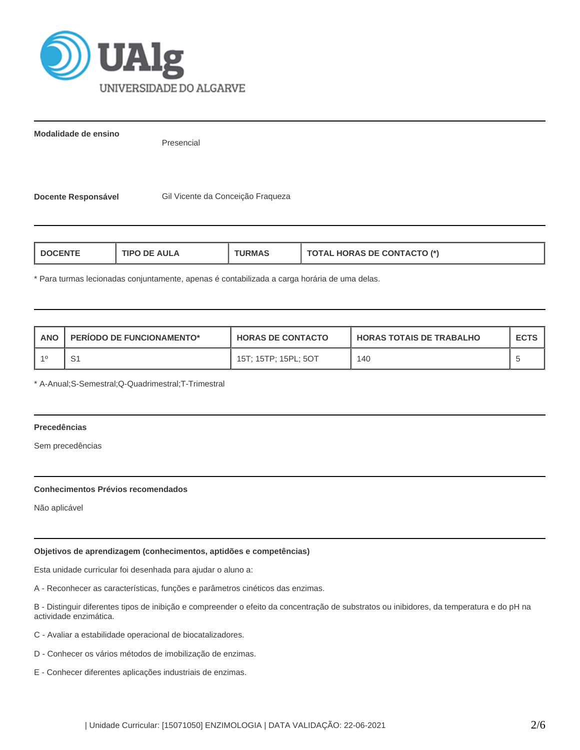**Modalidade de ensino**

Presencial

**Docente Responsável**

Gil Vicente da Conceição Fraqueza

| DOCENTE | TIPO DE AULA | TURMAS | TOTAL HORAS DE CONTACTO (*) |
|---|---|---|---|

* Para turmas lecionadas conjuntamente, apenas é contabilizada a carga horária de uma delas.

| ANO | PERÍODO DE FUNCIONAMENTO* | HORAS DE CONTACTO | HORAS TOTAIS DE TRABALHO | ECTS |
|---|---|---|---|---|
| 1º | S1 | 15T; 15TP; 15PL; 5OT | 140 | 5 |

* A-Anual;S-Semestral;Q-Quadrimestral;T-Trimestral

**Precedências**

Sem precedências

**Conhecimentos Prévios recomendados**

Não aplicável

**Objetivos de aprendizagem (conhecimentos, aptidões e competências)**

Esta unidade curricular foi desenhada para ajudar o aluno a:

A - Reconhecer as características, funções e parâmetros cinéticos das enzimas.

B - Distinguir diferentes tipos de inibição e compreender o efeito da concentração de substratos ou inibidores, da temperatura e do pH na actividade enzimática.

C - Avaliar a estabilidade operacional de biocatalizadores.

D - Conhecer os vários métodos de imobilização de enzimas.

E - Conhecer diferentes aplicações industriais de enzimas.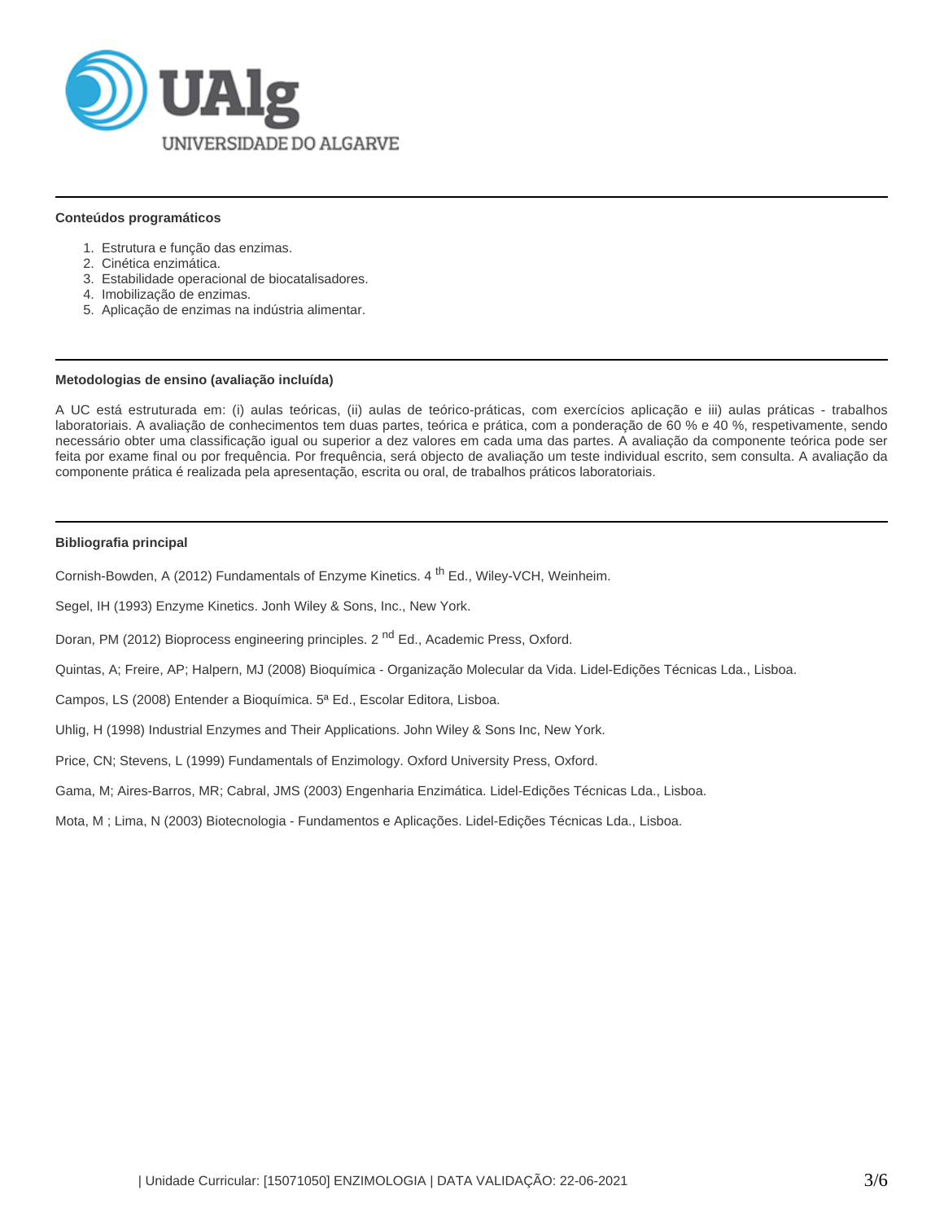**Conteúdos programáticos**

1. Estrutura e função das enzimas.
2. Cinética enzimática.
3. Estabilidade operacional de biocatalisadores.
4. Imobilização de enzimas.
5. Aplicação de enzimas na indústria alimentar.

**Metodologias de ensino (avaliação incluída)**

A UC está estruturada em: (i) aulas teóricas, (ii) aulas de teórico-práticas, com exercícios aplicação e iii) aulas práticas - trabalhos laboratoriais. A avaliação de conhecimentos tem duas partes, teórica e prática, com a ponderação de 60 % e 40 %, respetivamente, sendo necessário obter uma classificação igual ou superior a dez valores em cada uma das partes. A avaliação da componente teórica pode ser feita por exame final ou por frequência. Por frequência, será objecto de avaliação um teste individual escrito, sem consulta. A avaliação da componente prática é realizada pela apresentação, escrita ou oral, de trabalhos práticos laboratoriais.

**Bibliografia principal**

Cornish-Bowden, A (2012) Fundamentals of Enzyme Kinetics. 4 th Ed., Wiley-VCH, Weinheim.

Segel, IH (1993) Enzyme Kinetics. Jonh Wiley & Sons, Inc., New York.

Doran, PM (2012) Bioprocess engineering principles. 2 nd Ed., Academic Press, Oxford.

Quintas, A; Freire, AP; Halpern, MJ (2008) Bioquímica - Organização Molecular da Vida. Lidel-Edições Técnicas Lda., Lisboa.

Campos, LS (2008) Entender a Bioquímica. 5ª Ed., Escolar Editora, Lisboa.

Uhlig, H (1998) Industrial Enzymes and Their Applications. John Wiley & Sons Inc, New York.

Price, CN; Stevens, L (1999) Fundamentals of Enzimology. Oxford University Press, Oxford.

Gama, M; Aires-Barros, MR; Cabral, JMS (2003) Engenharia Enzimática. Lidel-Edições Técnicas Lda., Lisboa.

Mota, M ; Lima, N (2003) Biotecnologia - Fundamentos e Aplicações. Lidel-Edições Técnicas Lda., Lisboa.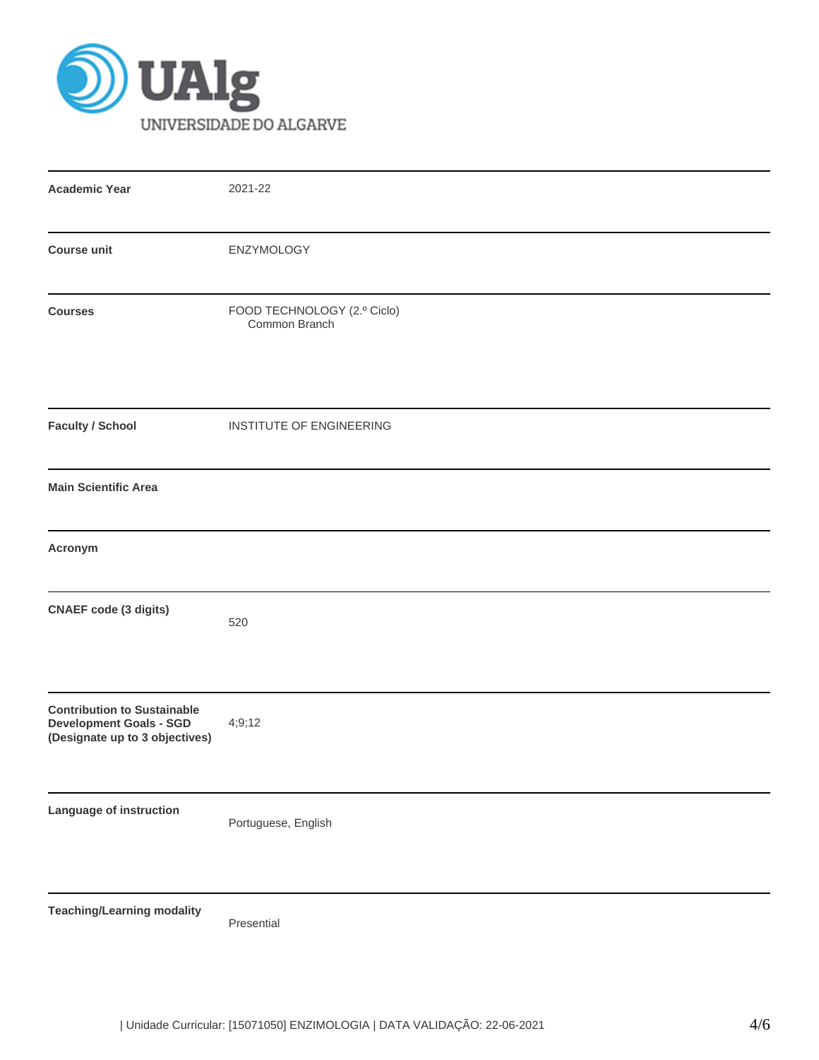| | |
|---|---|
| **Academic Year** | 2021-22 |
| **Course unit** | ENZYMOLOGY |
| **Courses** | FOOD TECHNOLOGY (2.º Ciclo)<br>Common Branch |
| **Faculty / School** | INSTITUTE OF ENGINEERING |
| **Main Scientific Area** | |
| **Acronym** | |
| **CNAEF code (3 digits)** | 520 |
| **Contribution to Sustainable Development Goals - SGD (Designate up to 3 objectives)** | 4;9;12 |
| **Language of instruction** | Portuguese, English |
| **Teaching/Learning modality** | Presential |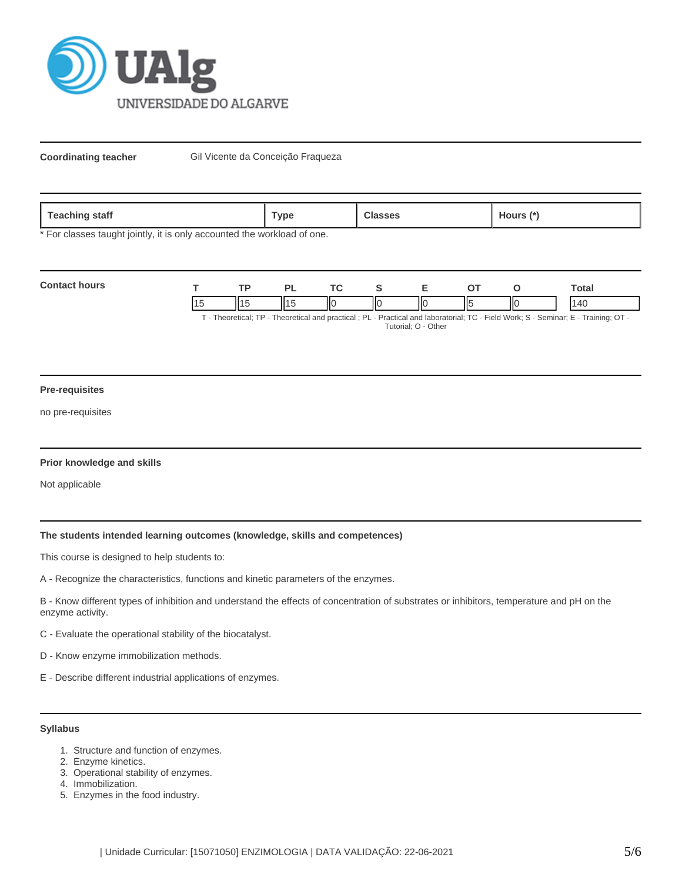**Coordinating teacher** Gil Vicente da Conceição Fraqueza

| Teaching staff | Type | Classes | Hours (*) |
|---|---|---|---|

* For classes taught jointly, it is only accounted the workload of one.

**Contact hours**

| T | TP | PL | TC | S | E | OT | O | Total |
|---|---|---|---|---|---|---|---|---|
| 15 | 15 | 15 | 0 | 0 | 0 | 5 | 0 | 140 |

T - Theoretical; TP - Theoretical and practical ; PL - Practical and laboratorial; TC - Field Work; S - Seminar; E - Training; OT - Tutorial; O - Other

**Pre-requisites**

no pre-requisites

**Prior knowledge and skills**

Not applicable

**The students intended learning outcomes (knowledge, skills and competences)**

This course is designed to help students to:

A - Recognize the characteristics, functions and kinetic parameters of the enzymes.

B - Know different types of inhibition and understand the effects of concentration of substrates or inhibitors, temperature and pH on the enzyme activity.

C - Evaluate the operational stability of the biocatalyst.

D - Know enzyme immobilization methods.

E - Describe different industrial applications of enzymes.

**Syllabus**

1. Structure and function of enzymes.
2. Enzyme kinetics.
3. Operational stability of enzymes.
4. Immobilization.
5. Enzymes in the food industry.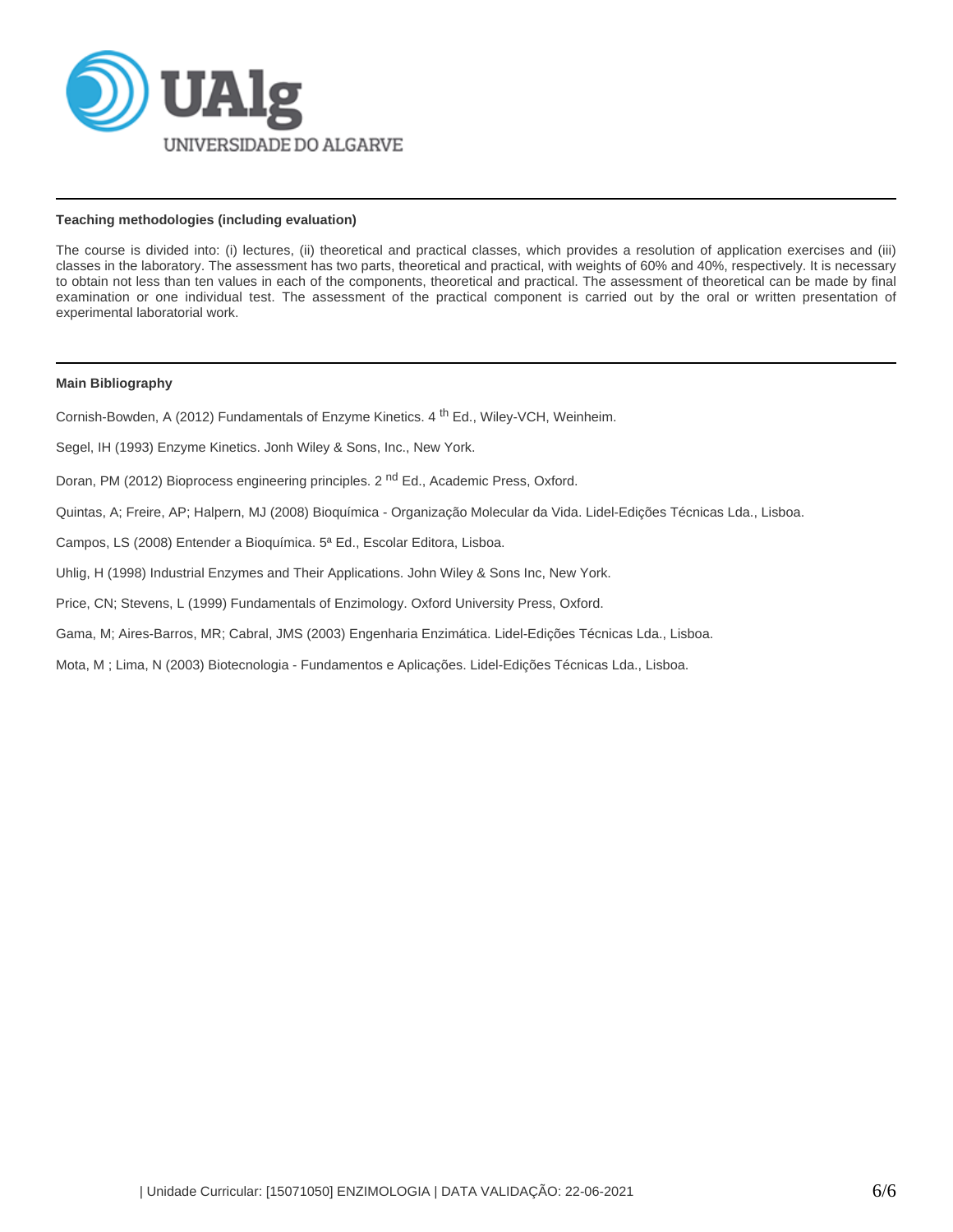**Teaching methodologies (including evaluation)**

The course is divided into: (i) lectures, (ii) theoretical and practical classes, which provides a resolution of application exercises and (iii) classes in the laboratory. The assessment has two parts, theoretical and practical, with weights of 60% and 40%, respectively. It is necessary to obtain not less than ten values in each of the components, theoretical and practical. The assessment of theoretical can be made by final examination or one individual test. The assessment of the practical component is carried out by the oral or written presentation of experimental laboratorial work.

**Main Bibliography**

Cornish-Bowden, A (2012) Fundamentals of Enzyme Kinetics. 4 th Ed., Wiley-VCH, Weinheim.

Segel, IH (1993) Enzyme Kinetics. Jonh Wiley & Sons, Inc., New York.

Doran, PM (2012) Bioprocess engineering principles. 2 nd Ed., Academic Press, Oxford.

Quintas, A; Freire, AP; Halpern, MJ (2008) Bioquímica - Organização Molecular da Vida. Lidel-Edições Técnicas Lda., Lisboa.

Campos, LS (2008) Entender a Bioquímica. 5ª Ed., Escolar Editora, Lisboa.

Uhlig, H (1998) Industrial Enzymes and Their Applications. John Wiley & Sons Inc, New York.

Price, CN; Stevens, L (1999) Fundamentals of Enzimology. Oxford University Press, Oxford.

Gama, M; Aires-Barros, MR; Cabral, JMS (2003) Engenharia Enzimática. Lidel-Edições Técnicas Lda., Lisboa.

Mota, M ; Lima, N (2003) Biotecnologia - Fundamentos e Aplicações. Lidel-Edições Técnicas Lda., Lisboa.